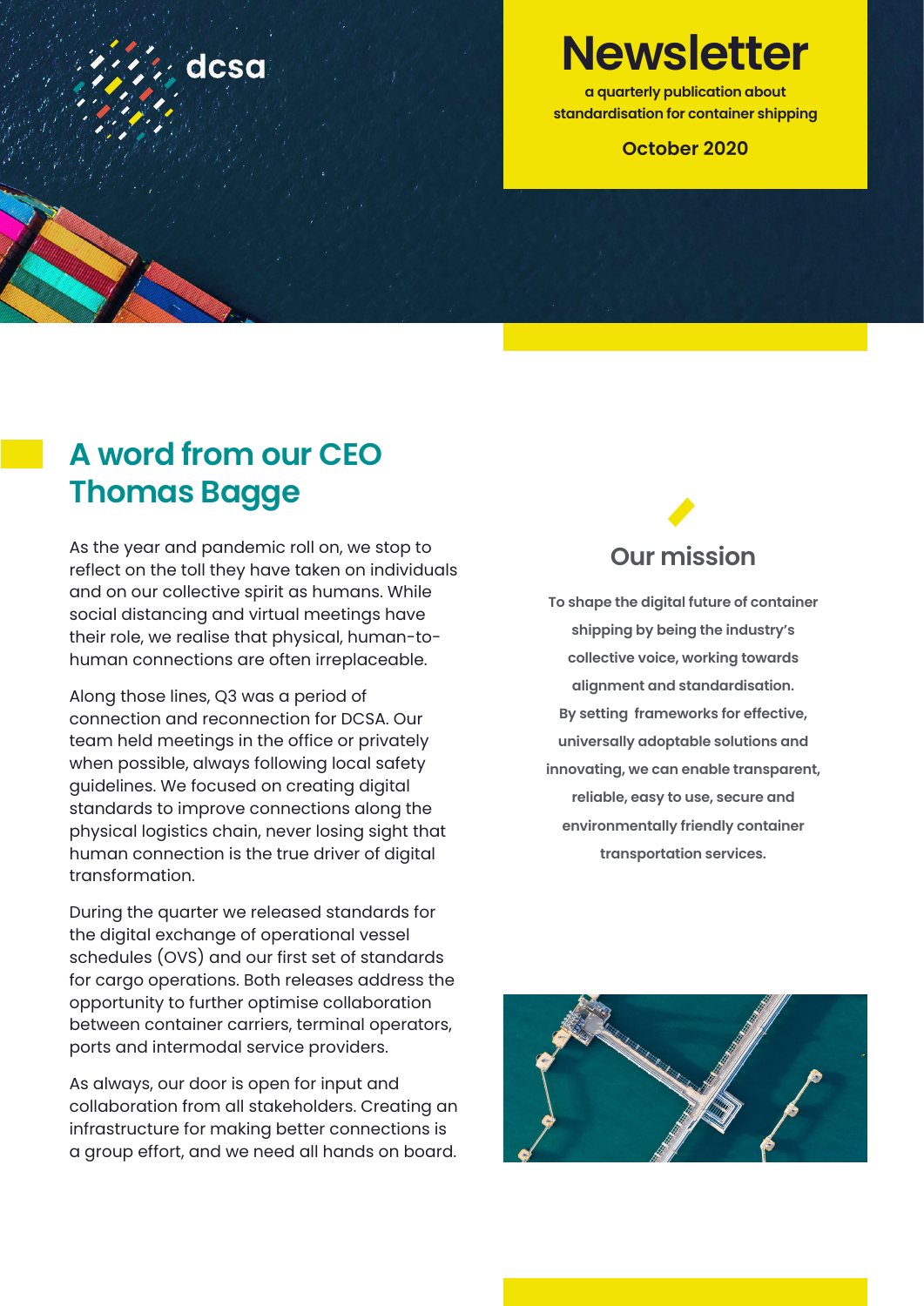dcsa

# Newsletter

**a quarterly publication about standardisation for container shipping**

**October 2020**

## A word from our CEO Thomas Bagge

As the year and pandemic roll on, we stop to reflect on the toll they have taken on individuals and on our collective spirit as humans. While social distancing and virtual meetings have their role, we realise that physical, human-to-human connections are often irreplaceable.

Along those lines, Q3 was a period of connection and reconnection for DCSA. Our team held meetings in the office or privately when possible, always following local safety guidelines. We focused on creating digital standards to improve connections along the physical logistics chain, never losing sight that human connection is the true driver of digital transformation.

During the quarter we released standards for the digital exchange of operational vessel schedules (OVS) and our first set of standards for cargo operations. Both releases address the opportunity to further optimise collaboration between container carriers, terminal operators, ports and intermodal service providers.

As always, our door is open for input and collaboration from all stakeholders. Creating an infrastructure for making better connections is a group effort, and we need all hands on board.

## Our mission

**To shape the digital future of container shipping by being the industry's collective voice, working towards alignment and standardisation. By setting frameworks for effective, universally adoptable solutions and innovating, we can enable transparent, reliable, easy to use, secure and environmentally friendly container transportation services.**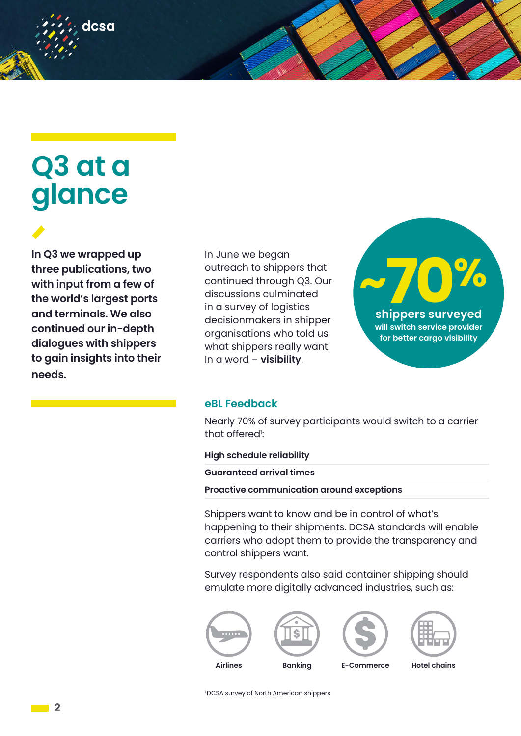# Q3 at a glance

**In Q3 we wrapped up three publications, two with input from a few of the world's largest ports and terminals. We also continued our in-depth dialogues with shippers to gain insights into their needs.**

In June we began outreach to shippers that continued through Q3. Our discussions culminated in a survey of logistics decisionmakers in shipper organisations who told us what shippers really want. In a word – **visibility**.

**~70%**
**shippers surveyed**
**will switch service provider for better cargo visibility**

## eBL Feedback

Nearly 70% of survey participants would switch to a carrier that offered[1]:

**High schedule reliability**

**Guaranteed arrival times**

**Proactive communication around exceptions**

Shippers want to know and be in control of what's happening to their shipments. DCSA standards will enable carriers who adopt them to provide the transparency and control shippers want.

Survey respondents also said container shipping should emulate more digitally advanced industries, such as:

- Airlines
- Banking
- E-Commerce
- Hotel chains

[1] DCSA survey of North American shippers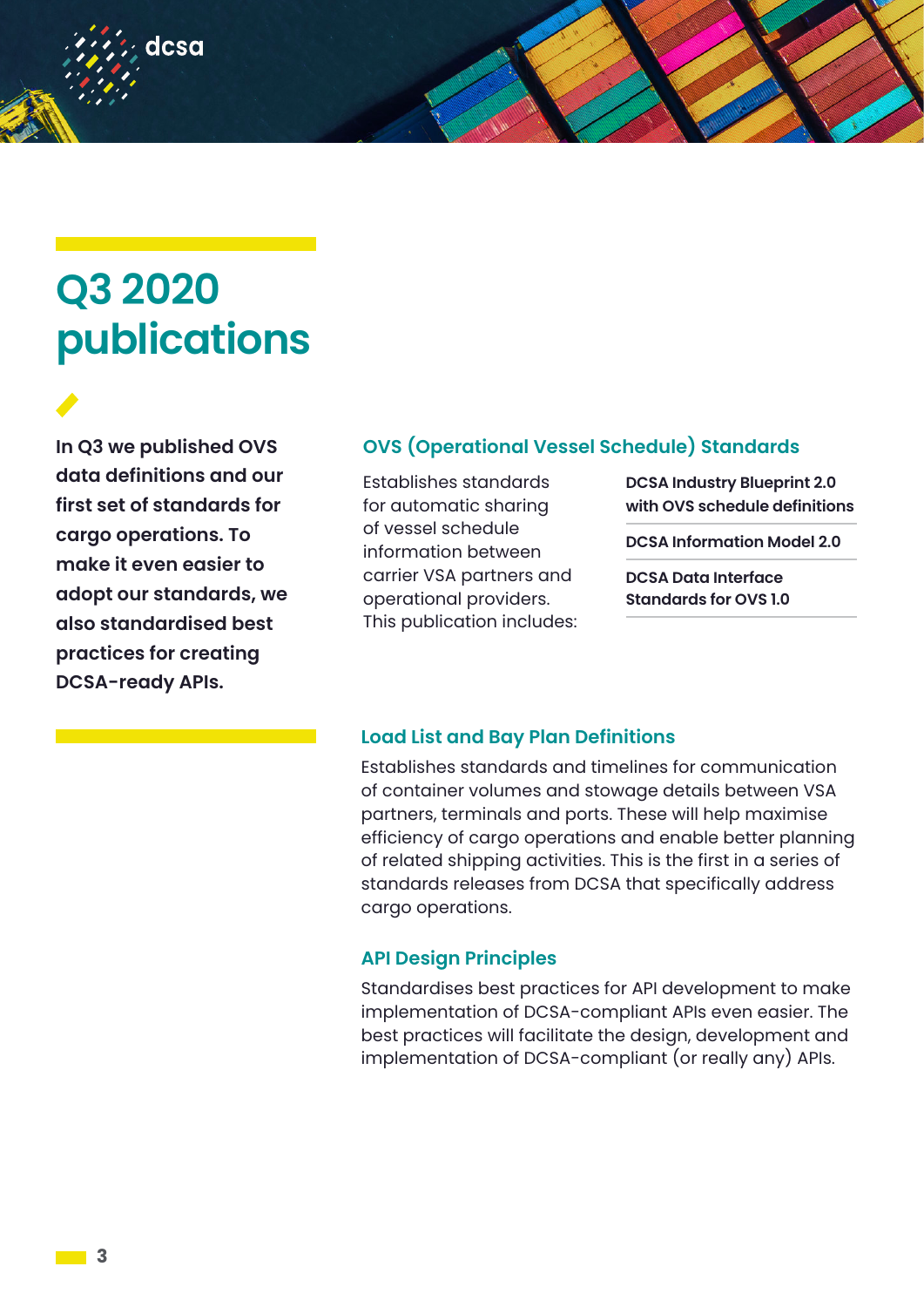# Q3 2020 publications

**In Q3 we published OVS data definitions and our first set of standards for cargo operations. To make it even easier to adopt our standards, we also standardised best practices for creating DCSA-ready APIs.**

## OVS (Operational Vessel Schedule) Standards

Establishes standards for automatic sharing of vessel schedule information between carrier VSA partners and operational providers. This publication includes:

- **DCSA Industry Blueprint 2.0 with OVS schedule definitions**
- **DCSA Information Model 2.0**
- **DCSA Data Interface Standards for OVS 1.0**

## Load List and Bay Plan Definitions

Establishes standards and timelines for communication of container volumes and stowage details between VSA partners, terminals and ports. These will help maximise efficiency of cargo operations and enable better planning of related shipping activities. This is the first in a series of standards releases from DCSA that specifically address cargo operations.

## API Design Principles

Standardises best practices for API development to make implementation of DCSA-compliant APIs even easier. The best practices will facilitate the design, development and implementation of DCSA-compliant (or really any) APIs.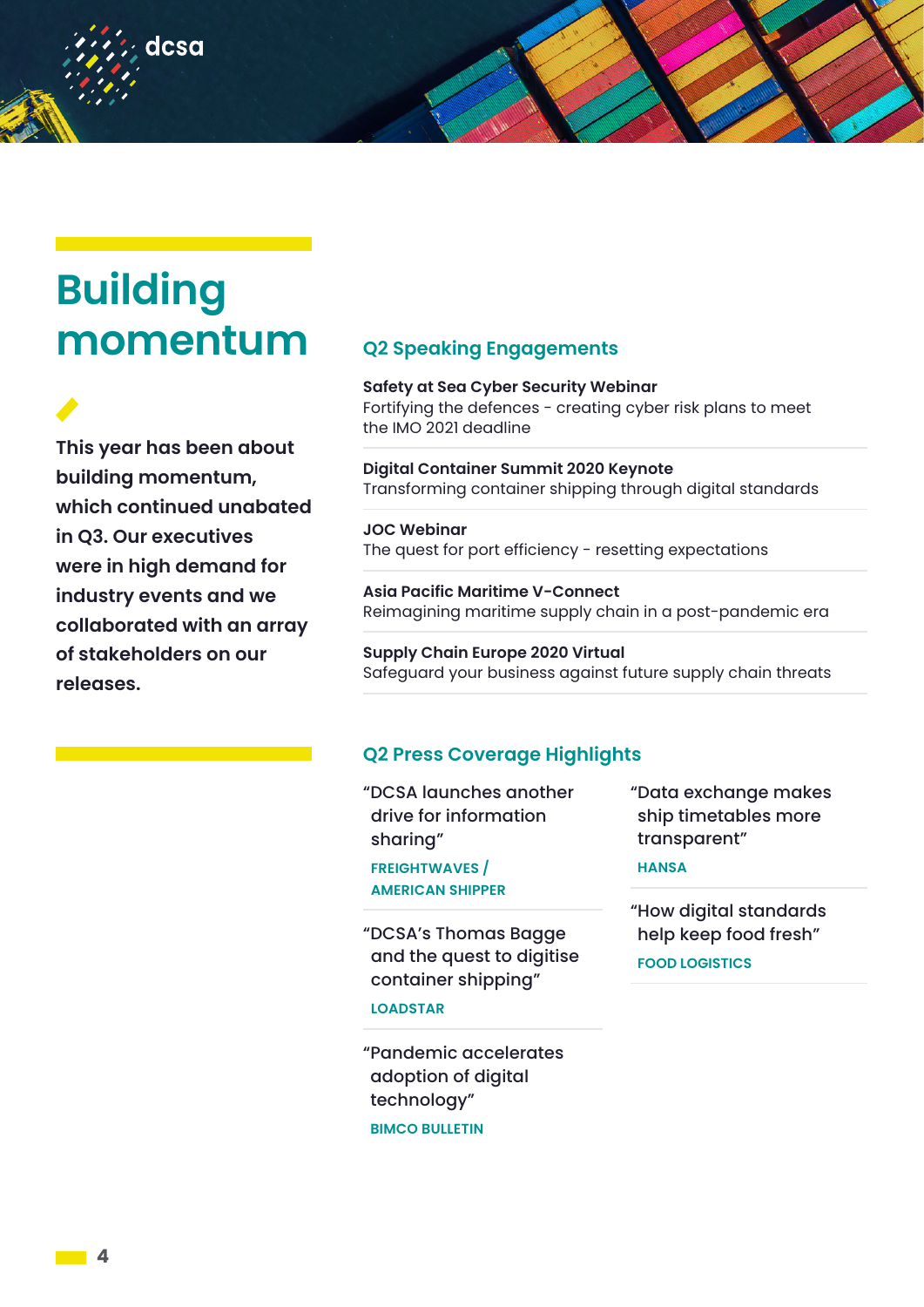# Building momentum

**This year has been about building momentum, which continued unabated in Q3. Our executives were in high demand for industry events and we collaborated with an array of stakeholders on our releases.**

## Q2 Speaking Engagements

**Safety at Sea Cyber Security Webinar**
Fortifying the defences - creating cyber risk plans to meet the IMO 2021 deadline

**Digital Container Summit 2020 Keynote**
Transforming container shipping through digital standards

**JOC Webinar**
The quest for port efficiency - resetting expectations

**Asia Pacific Maritime V-Connect**
Reimagining maritime supply chain in a post-pandemic era

**Supply Chain Europe 2020 Virtual**
Safeguard your business against future supply chain threats

## Q2 Press Coverage Highlights

"DCSA launches another drive for information sharing"
FREIGHTWAVES / AMERICAN SHIPPER

"DCSA's Thomas Bagge and the quest to digitise container shipping"
LOADSTAR

"Pandemic accelerates adoption of digital technology"
BIMCO BULLETIN

"Data exchange makes ship timetables more transparent"
HANSA

"How digital standards help keep food fresh"
FOOD LOGISTICS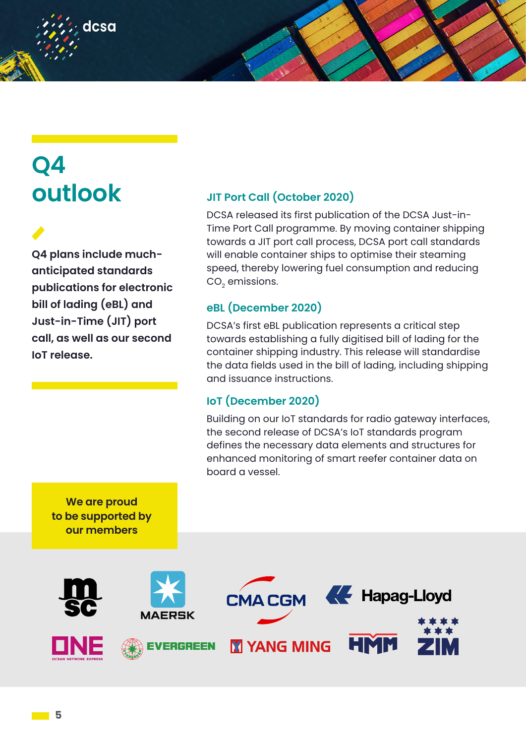# Q4 outlook

**Q4 plans include much-anticipated standards publications for electronic bill of lading (eBL) and Just-in-Time (JIT) port call, as well as our second IoT release.**

### JIT Port Call (October 2020)

DCSA released its first publication of the DCSA Just-in-Time Port Call programme. By moving container shipping towards a JIT port call process, DCSA port call standards will enable container ships to optimise their steaming speed, thereby lowering fuel consumption and reducing $CO_2$ emissions.

### eBL (December 2020)

DCSA's first eBL publication represents a critical step towards establishing a fully digitised bill of lading for the container shipping industry. This release will standardise the data fields used in the bill of lading, including shipping and issuance instructions.

### IoT (December 2020)

Building on our IoT standards for radio gateway interfaces, the second release of DCSA's IoT standards program defines the necessary data elements and structures for enhanced monitoring of smart reefer container data on board a vessel.

We are proud to be supported by our members

MSC
MAERSK
CMA CGM
Hapag-Lloyd
ONE OCEAN NETWORK EXPRESS
EVERGREEN
YANG MING
HMM
ZIM